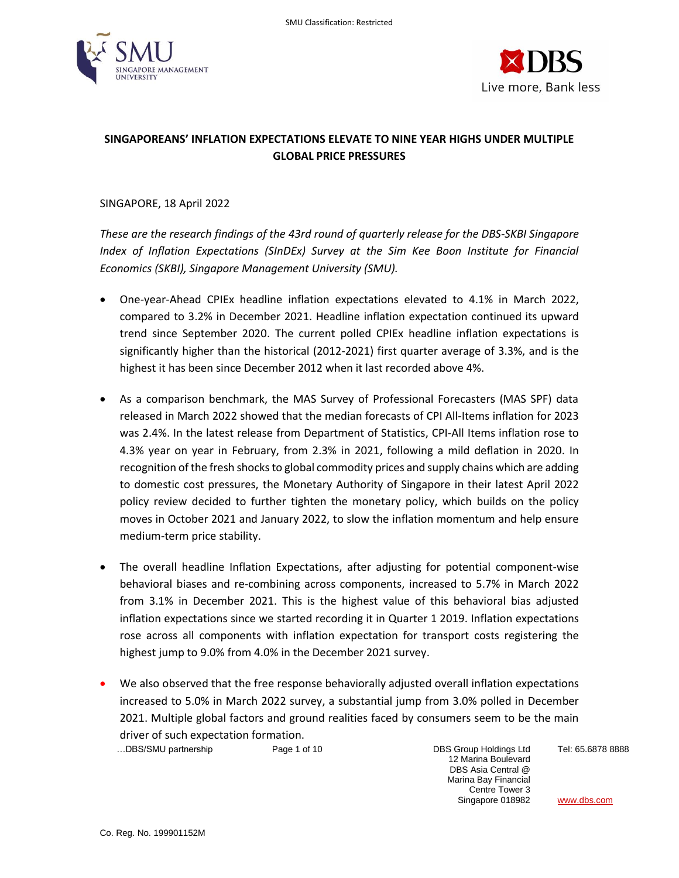**SINGAPOREANS' INFLATION EXPECTATIONS ELEVATE TO NINE YEAR HIGHS UNDER MULTIPLE GLOBAL PRICE PRESSURES**

SINGAPORE, 18 April 2022

*These are the research findings of the 43rd round of quarterly release for the DBS-SKBI Singapore Index of Inflation Expectations (SInDEx) Survey at the Sim Kee Boon Institute for Financial Economics (SKBI), Singapore Management University (SMU).*

- One-year-Ahead CPIEx headline inflation expectations elevated to 4.1% in March 2022, compared to 3.2% in December 2021. Headline inflation expectation continued its upward trend since September 2020. The current polled CPIEx headline inflation expectations is significantly higher than the historical (2012-2021) first quarter average of 3.3%, and is the highest it has been since December 2012 when it last recorded above 4%.

- As a comparison benchmark, the MAS Survey of Professional Forecasters (MAS SPF) data released in March 2022 showed that the median forecasts of CPI All-Items inflation for 2023 was 2.4%. In the latest release from Department of Statistics, CPI-All Items inflation rose to 4.3% year on year in February, from 2.3% in 2021, following a mild deflation in 2020. In recognition of the fresh shocks to global commodity prices and supply chains which are adding to domestic cost pressures, the Monetary Authority of Singapore in their latest April 2022 policy review decided to further tighten the monetary policy, which builds on the policy moves in October 2021 and January 2022, to slow the inflation momentum and help ensure medium-term price stability.

- The overall headline Inflation Expectations, after adjusting for potential component-wise behavioral biases and re-combining across components, increased to 5.7% in March 2022 from 3.1% in December 2021. This is the highest value of this behavioral bias adjusted inflation expectations since we started recording it in Quarter 1 2019. Inflation expectations rose across all components with inflation expectation for transport costs registering the highest jump to 9.0% from 4.0% in the December 2021 survey.

- We also observed that the free response behaviorally adjusted overall inflation expectations increased to 5.0% in March 2022 survey, a substantial jump from 3.0% polled in December 2021. Multiple global factors and ground realities faced by consumers seem to be the main driver of such expectation formation.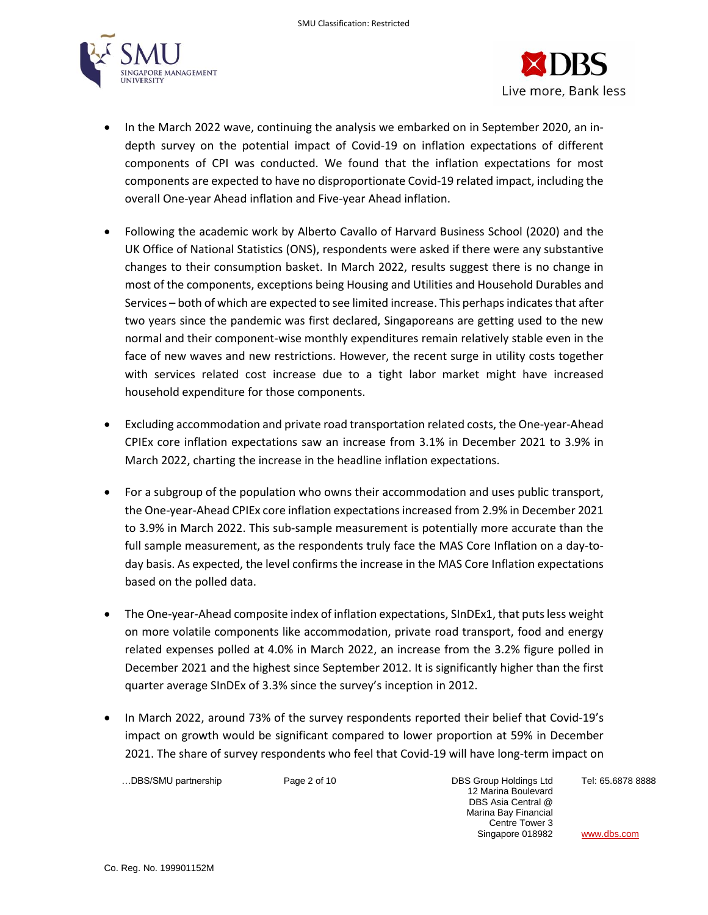- In the March 2022 wave, continuing the analysis we embarked on in September 2020, an in-depth survey on the potential impact of Covid-19 on inflation expectations of different components of CPI was conducted. We found that the inflation expectations for most components are expected to have no disproportionate Covid-19 related impact, including the overall One-year Ahead inflation and Five-year Ahead inflation.

- Following the academic work by Alberto Cavallo of Harvard Business School (2020) and the UK Office of National Statistics (ONS), respondents were asked if there were any substantive changes to their consumption basket. In March 2022, results suggest there is no change in most of the components, exceptions being Housing and Utilities and Household Durables and Services – both of which are expected to see limited increase. This perhaps indicates that after two years since the pandemic was first declared, Singaporeans are getting used to the new normal and their component-wise monthly expenditures remain relatively stable even in the face of new waves and new restrictions. However, the recent surge in utility costs together with services related cost increase due to a tight labor market might have increased household expenditure for those components.

- Excluding accommodation and private road transportation related costs, the One-year-Ahead CPIEx core inflation expectations saw an increase from 3.1% in December 2021 to 3.9% in March 2022, charting the increase in the headline inflation expectations.

- For a subgroup of the population who owns their accommodation and uses public transport, the One-year-Ahead CPIEx core inflation expectations increased from 2.9% in December 2021 to 3.9% in March 2022. This sub-sample measurement is potentially more accurate than the full sample measurement, as the respondents truly face the MAS Core Inflation on a day-to-day basis. As expected, the level confirms the increase in the MAS Core Inflation expectations based on the polled data.

- The One-year-Ahead composite index of inflation expectations, SInDEx1, that puts less weight on more volatile components like accommodation, private road transport, food and energy related expenses polled at 4.0% in March 2022, an increase from the 3.2% figure polled in December 2021 and the highest since September 2012. It is significantly higher than the first quarter average SInDEx of 3.3% since the survey's inception in 2012.

- In March 2022, around 73% of the survey respondents reported their belief that Covid-19's impact on growth would be significant compared to lower proportion at 59% in December 2021. The share of survey respondents who feel that Covid-19 will have long-term impact on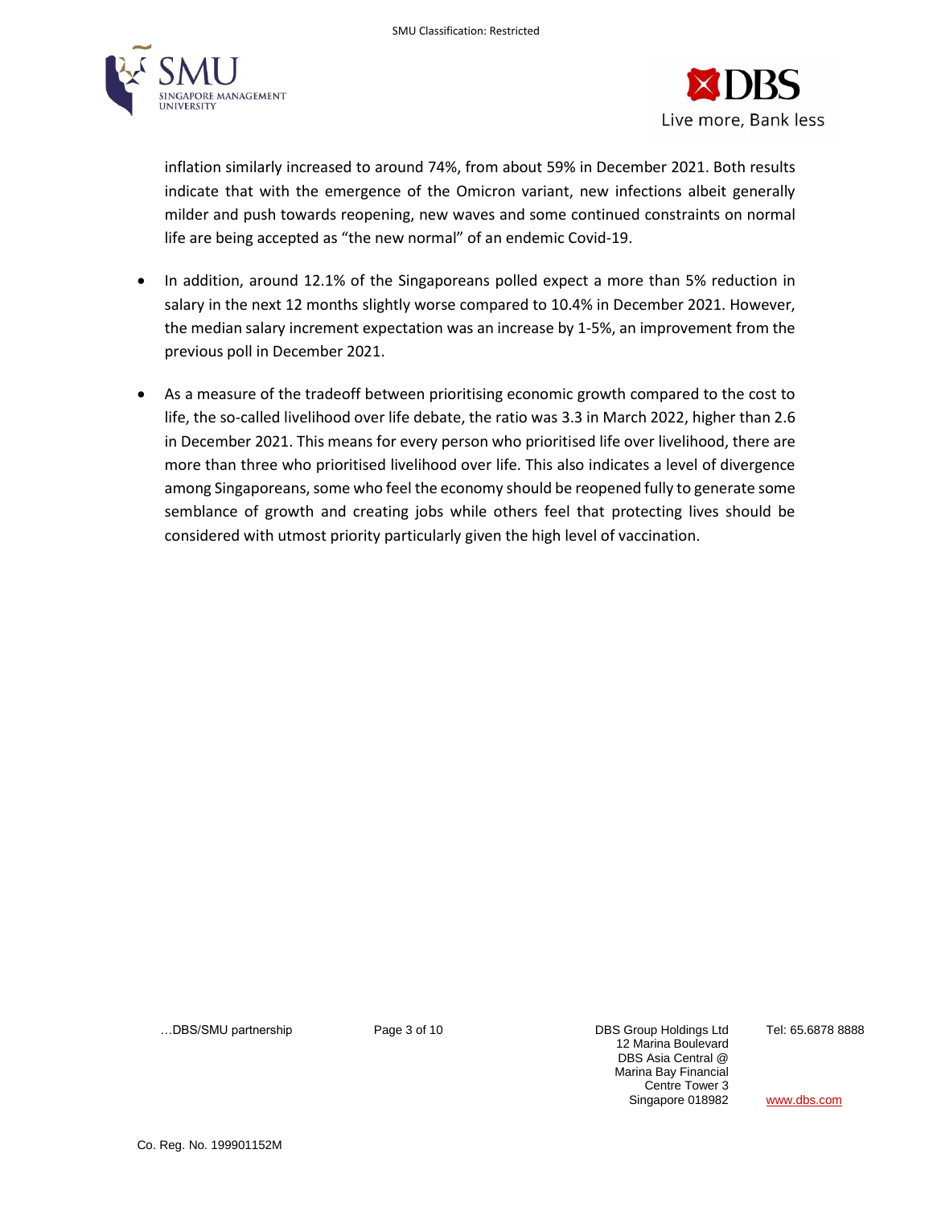inflation similarly increased to around 74%, from about 59% in December 2021. Both results indicate that with the emergence of the Omicron variant, new infections albeit generally milder and push towards reopening, new waves and some continued constraints on normal life are being accepted as "the new normal" of an endemic Covid-19.

- In addition, around 12.1% of the Singaporeans polled expect a more than 5% reduction in salary in the next 12 months slightly worse compared to 10.4% in December 2021. However, the median salary increment expectation was an increase by 1-5%, an improvement from the previous poll in December 2021.

- As a measure of the tradeoff between prioritising economic growth compared to the cost to life, the so-called livelihood over life debate, the ratio was 3.3 in March 2022, higher than 2.6 in December 2021. This means for every person who prioritised life over livelihood, there are more than three who prioritised livelihood over life. This also indicates a level of divergence among Singaporeans, some who feel the economy should be reopened fully to generate some semblance of growth and creating jobs while others feel that protecting lives should be considered with utmost priority particularly given the high level of vaccination.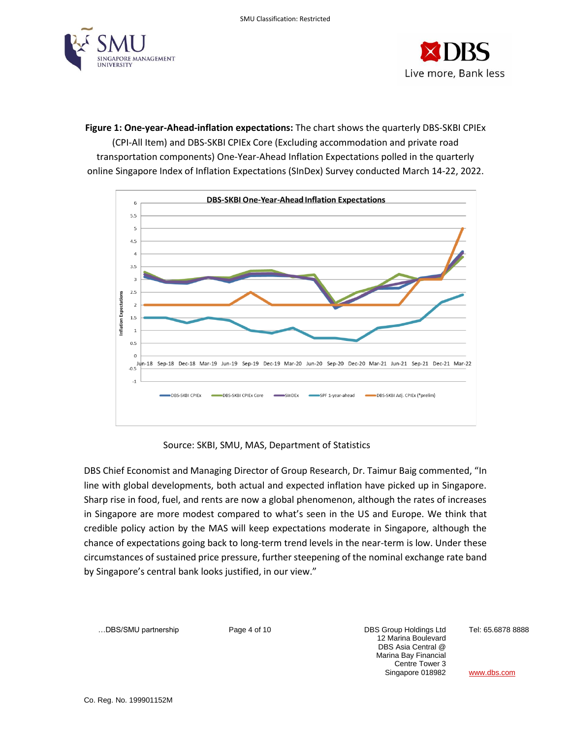**Figure 1: One-year-Ahead-inflation expectations:** The chart shows the quarterly DBS-SKBI CPIEx (CPI-All Item) and DBS-SKBI CPIEx Core (Excluding accommodation and private road transportation components) One-Year-Ahead Inflation Expectations polled in the quarterly online Singapore Index of Inflation Expectations (SInDex) Survey conducted March 14-22, 2022.

DBS-SKBI One-Year-Ahead Inflation Expectations

Inflation Expectations

6
5.5
5
4.5
4
3.5
3
2.5
2
1.5
1
0.5
0
-0.5
-1

Jun-18 Sep-18 Dec-18 Mar-19 Jun-19 Sep-19 Dec-19 Mar-20 Jun-20 Sep-20 Dec-20 Mar-21 Jun-21 Sep-21 Dec-21 Mar-22

DBS-SKBI CPIEx
DBS-SKBI CPIEx Core
SInDEx
SPF 1-year-ahead
DBS-SKBI Adj. CPIEx (*prelim)

Source: SKBI, SMU, MAS, Department of Statistics

DBS Chief Economist and Managing Director of Group Research, Dr. Taimur Baig commented, "In line with global developments, both actual and expected inflation have picked up in Singapore. Sharp rise in food, fuel, and rents are now a global phenomenon, although the rates of increases in Singapore are more modest compared to what's seen in the US and Europe. We think that credible policy action by the MAS will keep expectations moderate in Singapore, although the chance of expectations going back to long-term trend levels in the near-term is low. Under these circumstances of sustained price pressure, further steepening of the nominal exchange rate band by Singapore's central bank looks justified, in our view."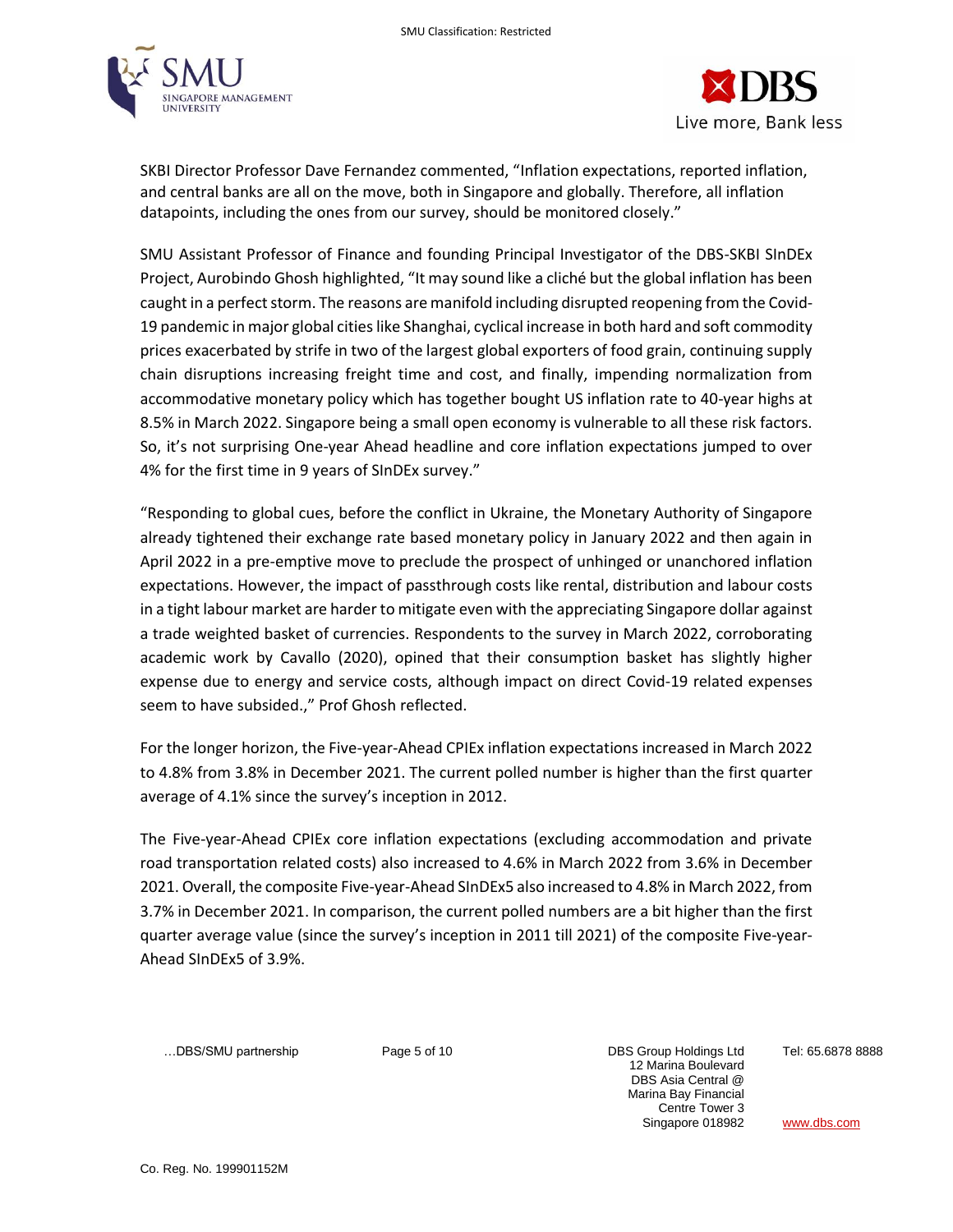SKBI Director Professor Dave Fernandez commented, "Inflation expectations, reported inflation, and central banks are all on the move, both in Singapore and globally. Therefore, all inflation datapoints, including the ones from our survey, should be monitored closely."

SMU Assistant Professor of Finance and founding Principal Investigator of the DBS-SKBI SInDEx Project, Aurobindo Ghosh highlighted, "It may sound like a cliché but the global inflation has been caught in a perfect storm. The reasons are manifold including disrupted reopening from the Covid-19 pandemic in major global cities like Shanghai, cyclical increase in both hard and soft commodity prices exacerbated by strife in two of the largest global exporters of food grain, continuing supply chain disruptions increasing freight time and cost, and finally, impending normalization from accommodative monetary policy which has together bought US inflation rate to 40-year highs at 8.5% in March 2022. Singapore being a small open economy is vulnerable to all these risk factors. So, it's not surprising One-year Ahead headline and core inflation expectations jumped to over 4% for the first time in 9 years of SInDEx survey."

"Responding to global cues, before the conflict in Ukraine, the Monetary Authority of Singapore already tightened their exchange rate based monetary policy in January 2022 and then again in April 2022 in a pre-emptive move to preclude the prospect of unhinged or unanchored inflation expectations. However, the impact of passthrough costs like rental, distribution and labour costs in a tight labour market are harder to mitigate even with the appreciating Singapore dollar against a trade weighted basket of currencies. Respondents to the survey in March 2022, corroborating academic work by Cavallo (2020), opined that their consumption basket has slightly higher expense due to energy and service costs, although impact on direct Covid-19 related expenses seem to have subsided.," Prof Ghosh reflected.

For the longer horizon, the Five-year-Ahead CPIEx inflation expectations increased in March 2022 to 4.8% from 3.8% in December 2021. The current polled number is higher than the first quarter average of 4.1% since the survey's inception in 2012.

The Five-year-Ahead CPIEx core inflation expectations (excluding accommodation and private road transportation related costs) also increased to 4.6% in March 2022 from 3.6% in December 2021. Overall, the composite Five-year-Ahead SInDEx5 also increased to 4.8% in March 2022, from 3.7% in December 2021. In comparison, the current polled numbers are a bit higher than the first quarter average value (since the survey's inception in 2011 till 2021) of the composite Five-year-Ahead SInDEx5 of 3.9%.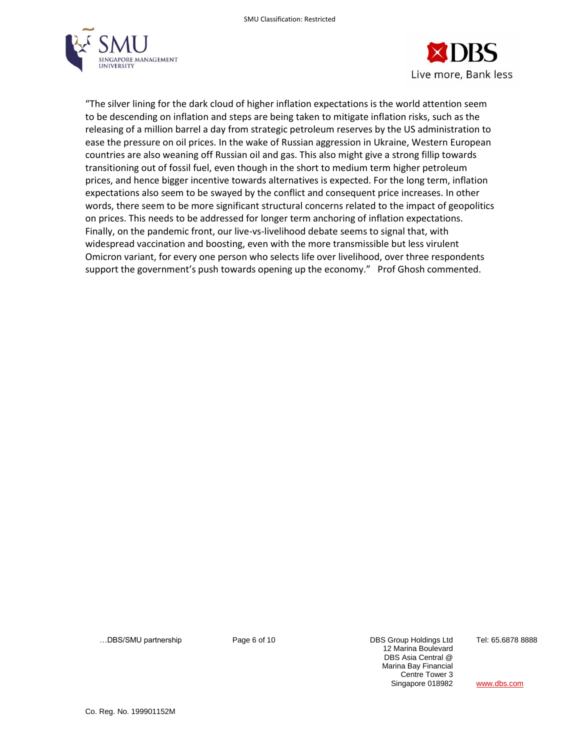"The silver lining for the dark cloud of higher inflation expectations is the world attention seem to be descending on inflation and steps are being taken to mitigate inflation risks, such as the releasing of a million barrel a day from strategic petroleum reserves by the US administration to ease the pressure on oil prices. In the wake of Russian aggression in Ukraine, Western European countries are also weaning off Russian oil and gas. This also might give a strong fillip towards transitioning out of fossil fuel, even though in the short to medium term higher petroleum prices, and hence bigger incentive towards alternatives is expected. For the long term, inflation expectations also seem to be swayed by the conflict and consequent price increases. In other words, there seem to be more significant structural concerns related to the impact of geopolitics on prices. This needs to be addressed for longer term anchoring of inflation expectations. Finally, on the pandemic front, our live-vs-livelihood debate seems to signal that, with widespread vaccination and boosting, even with the more transmissible but less virulent Omicron variant, for every one person who selects life over livelihood, over three respondents support the government's push towards opening up the economy." Prof Ghosh commented.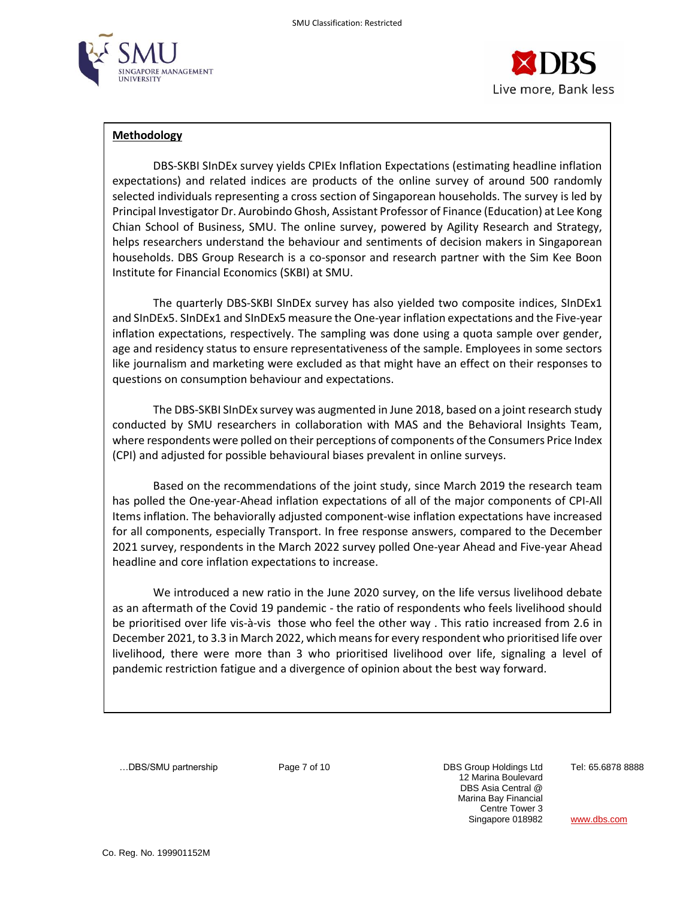**Methodology**

DBS-SKBI SInDEx survey yields CPIEx Inflation Expectations (estimating headline inflation expectations) and related indices are products of the online survey of around 500 randomly selected individuals representing a cross section of Singaporean households. The survey is led by Principal Investigator Dr. Aurobindo Ghosh, Assistant Professor of Finance (Education) at Lee Kong Chian School of Business, SMU. The online survey, powered by Agility Research and Strategy, helps researchers understand the behaviour and sentiments of decision makers in Singaporean households. DBS Group Research is a co-sponsor and research partner with the Sim Kee Boon Institute for Financial Economics (SKBI) at SMU.

The quarterly DBS-SKBI SInDEx survey has also yielded two composite indices, SInDEx1 and SInDEx5. SInDEx1 and SInDEx5 measure the One-year inflation expectations and the Five-year inflation expectations, respectively. The sampling was done using a quota sample over gender, age and residency status to ensure representativeness of the sample. Employees in some sectors like journalism and marketing were excluded as that might have an effect on their responses to questions on consumption behaviour and expectations.

The DBS-SKBI SInDEx survey was augmented in June 2018, based on a joint research study conducted by SMU researchers in collaboration with MAS and the Behavioral Insights Team, where respondents were polled on their perceptions of components of the Consumers Price Index (CPI) and adjusted for possible behavioural biases prevalent in online surveys.

Based on the recommendations of the joint study, since March 2019 the research team has polled the One-year-Ahead inflation expectations of all of the major components of CPI-All Items inflation. The behaviorally adjusted component-wise inflation expectations have increased for all components, especially Transport. In free response answers, compared to the December 2021 survey, respondents in the March 2022 survey polled One-year Ahead and Five-year Ahead headline and core inflation expectations to increase.

We introduced a new ratio in the June 2020 survey, on the life versus livelihood debate as an aftermath of the Covid 19 pandemic - the ratio of respondents who feels livelihood should be prioritised over life vis-à-vis those who feel the other way . This ratio increased from 2.6 in December 2021, to 3.3 in March 2022, which means for every respondent who prioritised life over livelihood, there were more than 3 who prioritised livelihood over life, signaling a level of pandemic restriction fatigue and a divergence of opinion about the best way forward.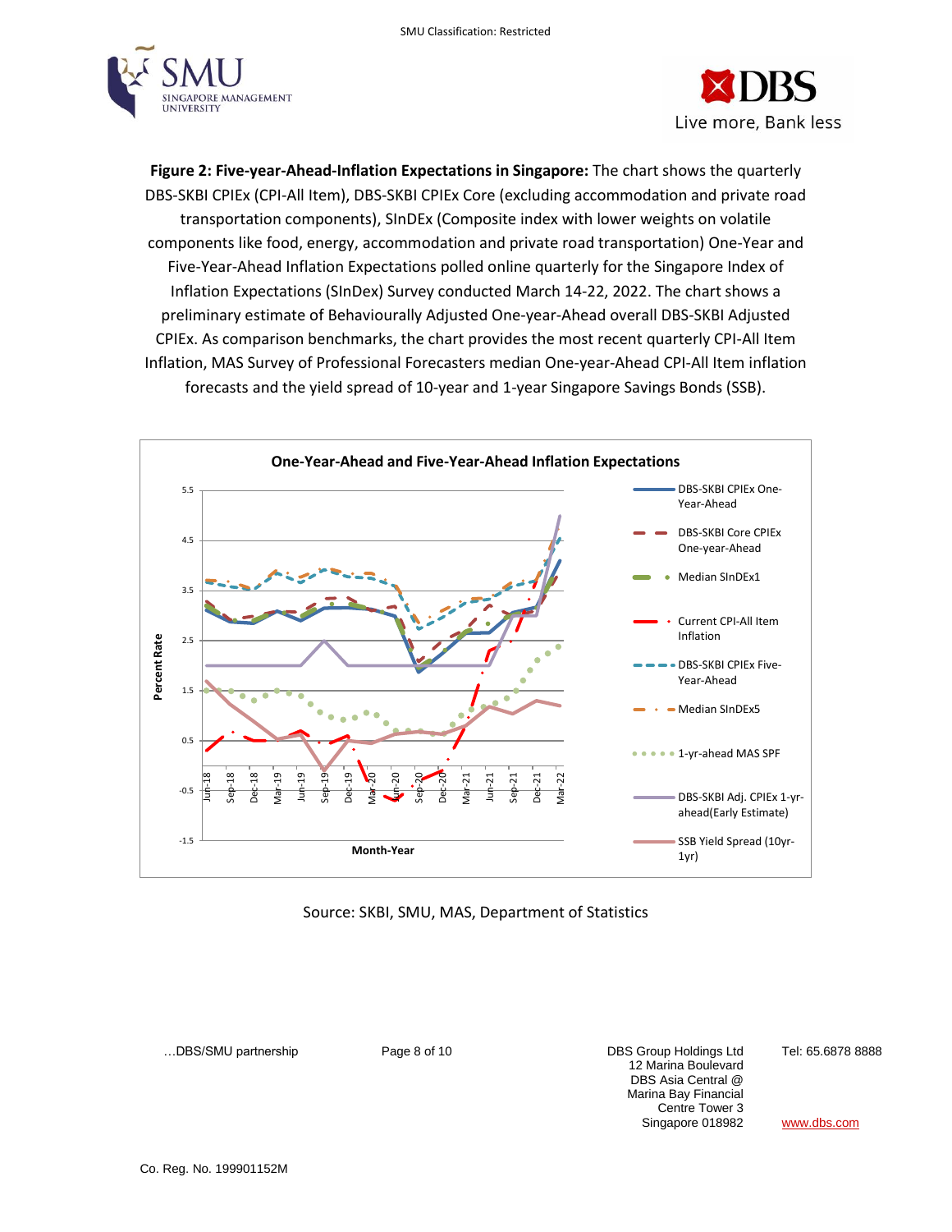**Figure 2: Five-year-Ahead-Inflation Expectations in Singapore:** The chart shows the quarterly DBS-SKBI CPIEx (CPI-All Item), DBS-SKBI CPIEx Core (excluding accommodation and private road transportation components), SInDEx (Composite index with lower weights on volatile components like food, energy, accommodation and private road transportation) One-Year and Five-Year-Ahead Inflation Expectations polled online quarterly for the Singapore Index of Inflation Expectations (SInDex) Survey conducted March 14-22, 2022. The chart shows a preliminary estimate of Behaviourally Adjusted One-year-Ahead overall DBS-SKBI Adjusted CPIEx. As comparison benchmarks, the chart provides the most recent quarterly CPI-All Item Inflation, MAS Survey of Professional Forecasters median One-year-Ahead CPI-All Item inflation forecasts and the yield spread of 10-year and 1-year Singapore Savings Bonds (SSB).

**One-Year-Ahead and Five-Year-Ahead Inflation Expectations**

Percent Rate

5.5
4.5
3.5
2.5
1.5
0.5
-0.5
-1.5

Jun-18
Sep-18
Dec-18
Mar-19
Jun-19
Sep-19
Dec-19
Mar-20
Jun-20
Sep-20
Dec-20
Mar-21
Jun-21
Sep-21
Dec-21
Mar-22

Month-Year

DBS-SKBI CPIEx One-Year-Ahead
DBS-SKBI Core CPIEx One-year-Ahead
Median SInDEx1
Current CPI-All Item Inflation
DBS-SKBI CPIEx Five-Year-Ahead
Median SInDEx5
1-yr-ahead MAS SPF
DBS-SKBI Adj. CPIEx 1-yr-ahead(Early Estimate)
SSB Yield Spread (10yr-1yr)

Source: SKBI, SMU, MAS, Department of Statistics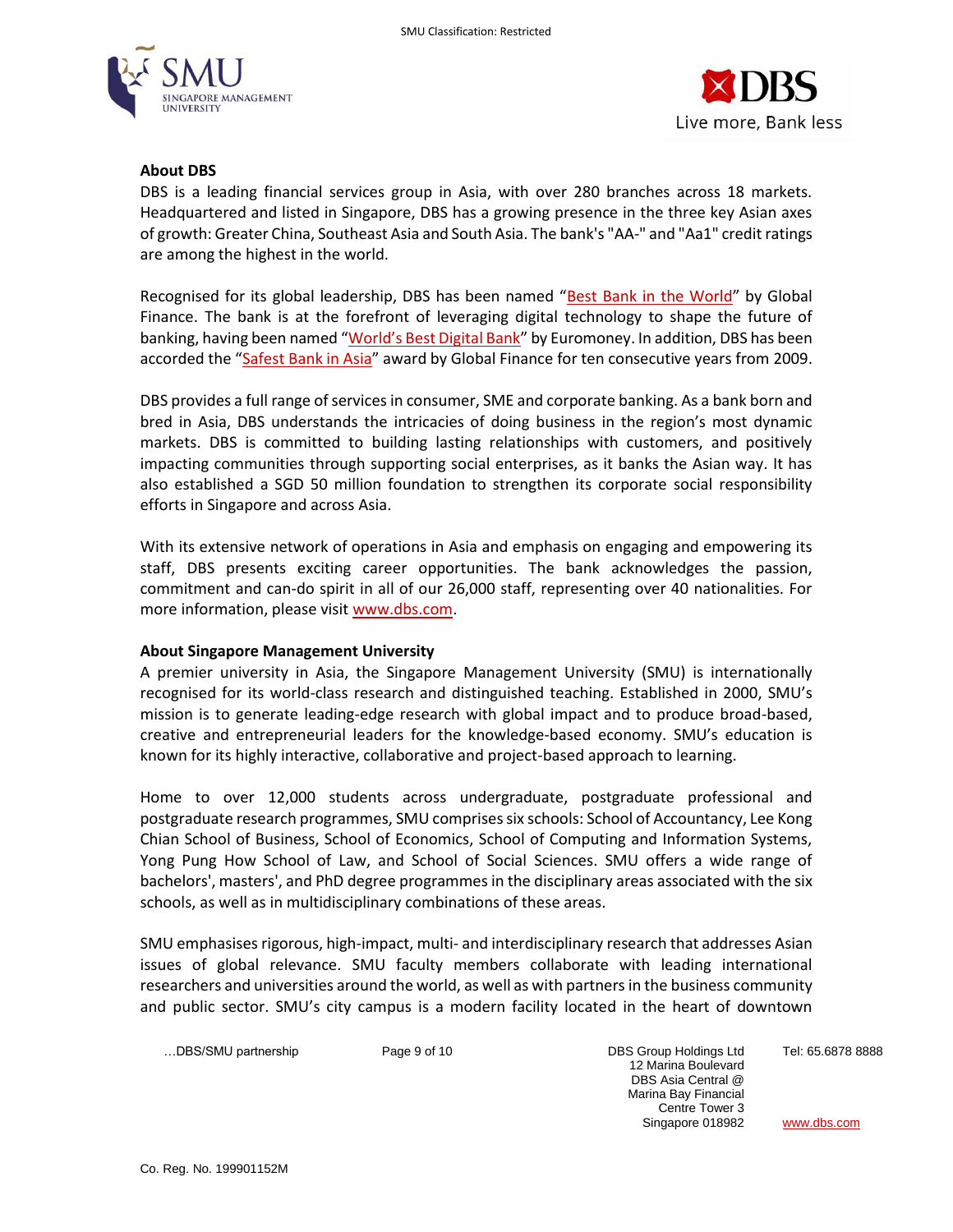**About DBS**

DBS is a leading financial services group in Asia, with over 280 branches across 18 markets. Headquartered and listed in Singapore, DBS has a growing presence in the three key Asian axes of growth: Greater China, Southeast Asia and South Asia. The bank's "AA-" and "Aa1" credit ratings are among the highest in the world.

Recognised for its global leadership, DBS has been named "Best Bank in the World" by Global Finance. The bank is at the forefront of leveraging digital technology to shape the future of banking, having been named "World's Best Digital Bank" by Euromoney. In addition, DBS has been accorded the "Safest Bank in Asia" award by Global Finance for ten consecutive years from 2009.

DBS provides a full range of services in consumer, SME and corporate banking. As a bank born and bred in Asia, DBS understands the intricacies of doing business in the region's most dynamic markets. DBS is committed to building lasting relationships with customers, and positively impacting communities through supporting social enterprises, as it banks the Asian way. It has also established a SGD 50 million foundation to strengthen its corporate social responsibility efforts in Singapore and across Asia.

With its extensive network of operations in Asia and emphasis on engaging and empowering its staff, DBS presents exciting career opportunities. The bank acknowledges the passion, commitment and can-do spirit in all of our 26,000 staff, representing over 40 nationalities. For more information, please visit www.dbs.com.

**About Singapore Management University**

A premier university in Asia, the Singapore Management University (SMU) is internationally recognised for its world-class research and distinguished teaching. Established in 2000, SMU's mission is to generate leading-edge research with global impact and to produce broad-based, creative and entrepreneurial leaders for the knowledge-based economy. SMU's education is known for its highly interactive, collaborative and project-based approach to learning.

Home to over 12,000 students across undergraduate, postgraduate professional and postgraduate research programmes, SMU comprises six schools: School of Accountancy, Lee Kong Chian School of Business, School of Economics, School of Computing and Information Systems, Yong Pung How School of Law, and School of Social Sciences. SMU offers a wide range of bachelors', masters', and PhD degree programmes in the disciplinary areas associated with the six schools, as well as in multidisciplinary combinations of these areas.

SMU emphasises rigorous, high-impact, multi- and interdisciplinary research that addresses Asian issues of global relevance. SMU faculty members collaborate with leading international researchers and universities around the world, as well as with partners in the business community and public sector. SMU's city campus is a modern facility located in the heart of downtown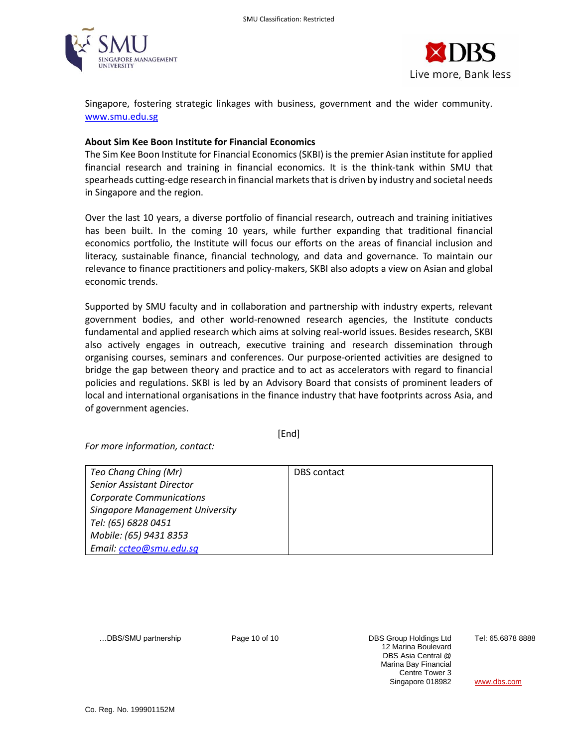Singapore, fostering strategic linkages with business, government and the wider community. www.smu.edu.sg

**About Sim Kee Boon Institute for Financial Economics**

The Sim Kee Boon Institute for Financial Economics (SKBI) is the premier Asian institute for applied financial research and training in financial economics. It is the think-tank within SMU that spearheads cutting-edge research in financial markets that is driven by industry and societal needs in Singapore and the region.

Over the last 10 years, a diverse portfolio of financial research, outreach and training initiatives has been built. In the coming 10 years, while further expanding that traditional financial economics portfolio, the Institute will focus our efforts on the areas of financial inclusion and literacy, sustainable finance, financial technology, and data and governance. To maintain our relevance to finance practitioners and policy-makers, SKBI also adopts a view on Asian and global economic trends.

Supported by SMU faculty and in collaboration and partnership with industry experts, relevant government bodies, and other world-renowned research agencies, the Institute conducts fundamental and applied research which aims at solving real-world issues. Besides research, SKBI also actively engages in outreach, executive training and research dissemination through organising courses, seminars and conferences. Our purpose-oriented activities are designed to bridge the gap between theory and practice and to act as accelerators with regard to financial policies and regulations. SKBI is led by an Advisory Board that consists of prominent leaders of local and international organisations in the finance industry that have footprints across Asia, and of government agencies.

[End]

*For more information, contact:*

| | |
|---|---|
| *Teo Chang Ching (Mr)*<br>*Senior Assistant Director*<br>*Corporate Communications*<br>*Singapore Management University*<br>*Tel: (65) 6828 0451*<br>*Mobile: (65) 9431 8353*<br>*Email: ccteo@smu.edu.sg* | DBS contact |

DBS Group Holdings Ltd
12 Marina Boulevard
DBS Asia Central @ Marina Bay Financial Centre Tower 3
Singapore 018982

Tel: 65.6878 8888

www.dbs.com

Co. Reg. No. 199901152M